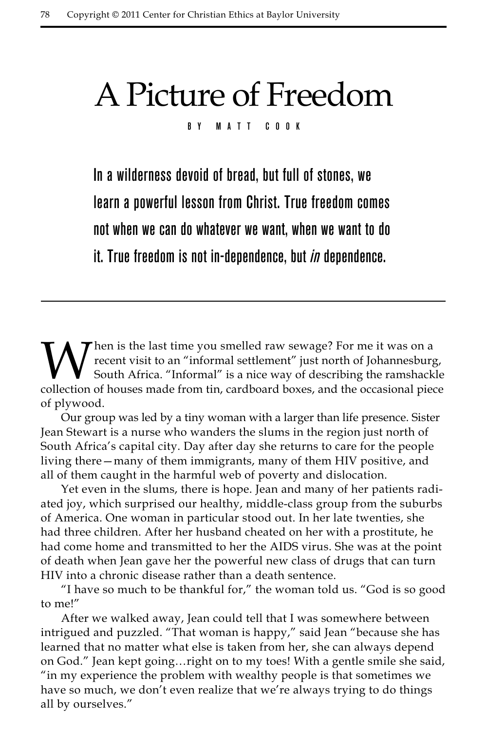# A Picture of Freedom

BY MATT COOK

**In a wilderness devoid of bread, but full of stones, we learn a powerful lesson from Christ. True freedom comes not when we can do whatever we want, when we want to do it. True freedom is not in-dependence, but *in* dependence.**

---

When is the last time you smelled raw sewage? For me it was on a recent visit to an "informal settlement" just north of Johannesburg, South Africa. "Informal" is a nice way of describing the ramshackle collection of houses made from tin, cardboard boxes, and the occasional piece of plywood.

Our group was led by a tiny woman with a larger than life presence. Sister Jean Stewart is a nurse who wanders the slums in the region just north of South Africa's capital city. Day after day she returns to care for the people living there—many of them immigrants, many of them HIV positive, and all of them caught in the harmful web of poverty and dislocation.

Yet even in the slums, there is hope. Jean and many of her patients radiated joy, which surprised our healthy, middle-class group from the suburbs of America. One woman in particular stood out. In her late twenties, she had three children. After her husband cheated on her with a prostitute, he had come home and transmitted to her the AIDS virus. She was at the point of death when Jean gave her the powerful new class of drugs that can turn HIV into a chronic disease rather than a death sentence.

"I have so much to be thankful for," the woman told us. "God is so good to me!"

After we walked away, Jean could tell that I was somewhere between intrigued and puzzled. "That woman is happy," said Jean "because she has learned that no matter what else is taken from her, she can always depend on God." Jean kept going…right on to my toes! With a gentle smile she said, "in my experience the problem with wealthy people is that sometimes we have so much, we don't even realize that we're always trying to do things all by ourselves."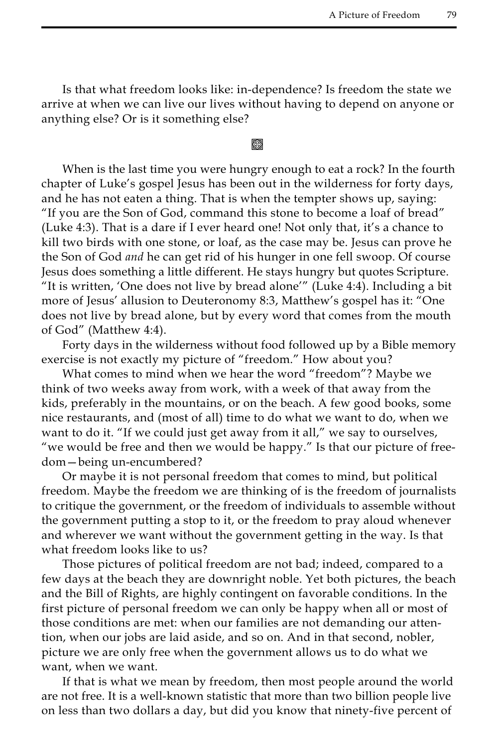Is that what freedom looks like: in-dependence? Is freedom the state we arrive at when we can live our lives without having to depend on anyone or anything else? Or is it something else?

When is the last time you were hungry enough to eat a rock? In the fourth chapter of Luke's gospel Jesus has been out in the wilderness for forty days, and he has not eaten a thing. That is when the tempter shows up, saying: "If you are the Son of God, command this stone to become a loaf of bread" (Luke 4:3). That is a dare if I ever heard one! Not only that, it's a chance to kill two birds with one stone, or loaf, as the case may be. Jesus can prove he the Son of God *and* he can get rid of his hunger in one fell swoop. Of course Jesus does something a little different. He stays hungry but quotes Scripture. "It is written, 'One does not live by bread alone'" (Luke 4:4). Including a bit more of Jesus' allusion to Deuteronomy 8:3, Matthew's gospel has it: "One does not live by bread alone, but by every word that comes from the mouth of God" (Matthew 4:4).

Forty days in the wilderness without food followed up by a Bible memory exercise is not exactly my picture of "freedom." How about you?

What comes to mind when we hear the word "freedom"? Maybe we think of two weeks away from work, with a week of that away from the kids, preferably in the mountains, or on the beach. A few good books, some nice restaurants, and (most of all) time to do what we want to do, when we want to do it. "If we could just get away from it all," we say to ourselves, "we would be free and then we would be happy." Is that our picture of freedom—being un-encumbered?

Or maybe it is not personal freedom that comes to mind, but political freedom. Maybe the freedom we are thinking of is the freedom of journalists to critique the government, or the freedom of individuals to assemble without the government putting a stop to it, or the freedom to pray aloud whenever and wherever we want without the government getting in the way. Is that what freedom looks like to us?

Those pictures of political freedom are not bad; indeed, compared to a few days at the beach they are downright noble. Yet both pictures, the beach and the Bill of Rights, are highly contingent on favorable conditions. In the first picture of personal freedom we can only be happy when all or most of those conditions are met: when our families are not demanding our attention, when our jobs are laid aside, and so on. And in that second, nobler, picture we are only free when the government allows us to do what we want, when we want.

If that is what we mean by freedom, then most people around the world are not free. It is a well-known statistic that more than two billion people live on less than two dollars a day, but did you know that ninety-five percent of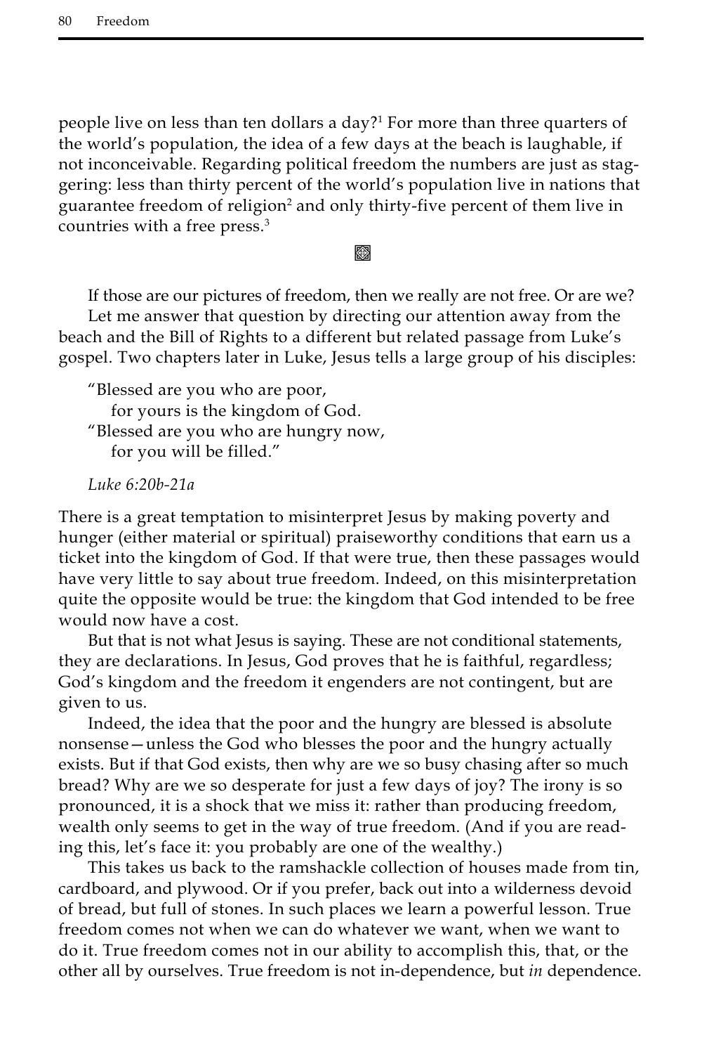people live on less than ten dollars a day?[1] For more than three quarters of the world's population, the idea of a few days at the beach is laughable, if not inconceivable. Regarding political freedom the numbers are just as staggering: less than thirty percent of the world's population live in nations that guarantee freedom of religion[2] and only thirty-five percent of them live in countries with a free press.[3]

If those are our pictures of freedom, then we really are not free. Or are we?

Let me answer that question by directing our attention away from the beach and the Bill of Rights to a different but related passage from Luke's gospel. Two chapters later in Luke, Jesus tells a large group of his disciples:

> "Blessed are you who are poor,
> for yours is the kingdom of God.
> "Blessed are you who are hungry now,
> for you will be filled."
>
> *Luke 6:20b-21a*

There is a great temptation to misinterpret Jesus by making poverty and hunger (either material or spiritual) praiseworthy conditions that earn us a ticket into the kingdom of God. If that were true, then these passages would have very little to say about true freedom. Indeed, on this misinterpretation quite the opposite would be true: the kingdom that God intended to be free would now have a cost.

But that is not what Jesus is saying. These are not conditional statements, they are declarations. In Jesus, God proves that he is faithful, regardless; God's kingdom and the freedom it engenders are not contingent, but are given to us.

Indeed, the idea that the poor and the hungry are blessed is absolute nonsense—unless the God who blesses the poor and the hungry actually exists. But if that God exists, then why are we so busy chasing after so much bread? Why are we so desperate for just a few days of joy? The irony is so pronounced, it is a shock that we miss it: rather than producing freedom, wealth only seems to get in the way of true freedom. (And if you are reading this, let's face it: you probably are one of the wealthy.)

This takes us back to the ramshackle collection of houses made from tin, cardboard, and plywood. Or if you prefer, back out into a wilderness devoid of bread, but full of stones. In such places we learn a powerful lesson. True freedom comes not when we can do whatever we want, when we want to do it. True freedom comes not in our ability to accomplish this, that, or the other all by ourselves. True freedom is not in-dependence, but *in* dependence.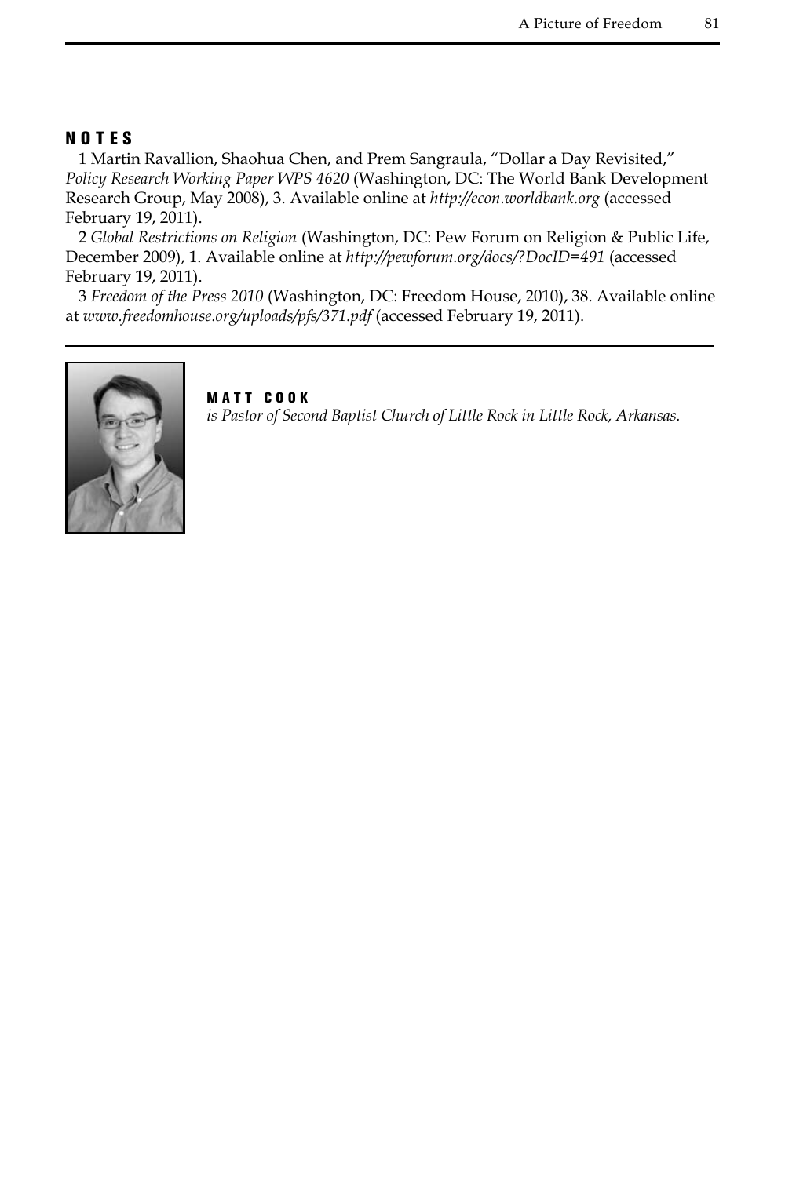## NOTES

1 Martin Ravallion, Shaohua Chen, and Prem Sangraula, "Dollar a Day Revisited," *Policy Research Working Paper WPS 4620* (Washington, DC: The World Bank Development Research Group, May 2008), 3. Available online at *http://econ.worldbank.org* (accessed February 19, 2011).

2 *Global Restrictions on Religion* (Washington, DC: Pew Forum on Religion & Public Life, December 2009), 1. Available online at *http://pewforum.org/docs/?DocID=491* (accessed February 19, 2011).

3 *Freedom of the Press 2010* (Washington, DC: Freedom House, 2010), 38. Available online at *www.freedomhouse.org/uploads/pfs/371.pdf* (accessed February 19, 2011).

---

**MATT COOK**
*is Pastor of Second Baptist Church of Little Rock in Little Rock, Arkansas.*